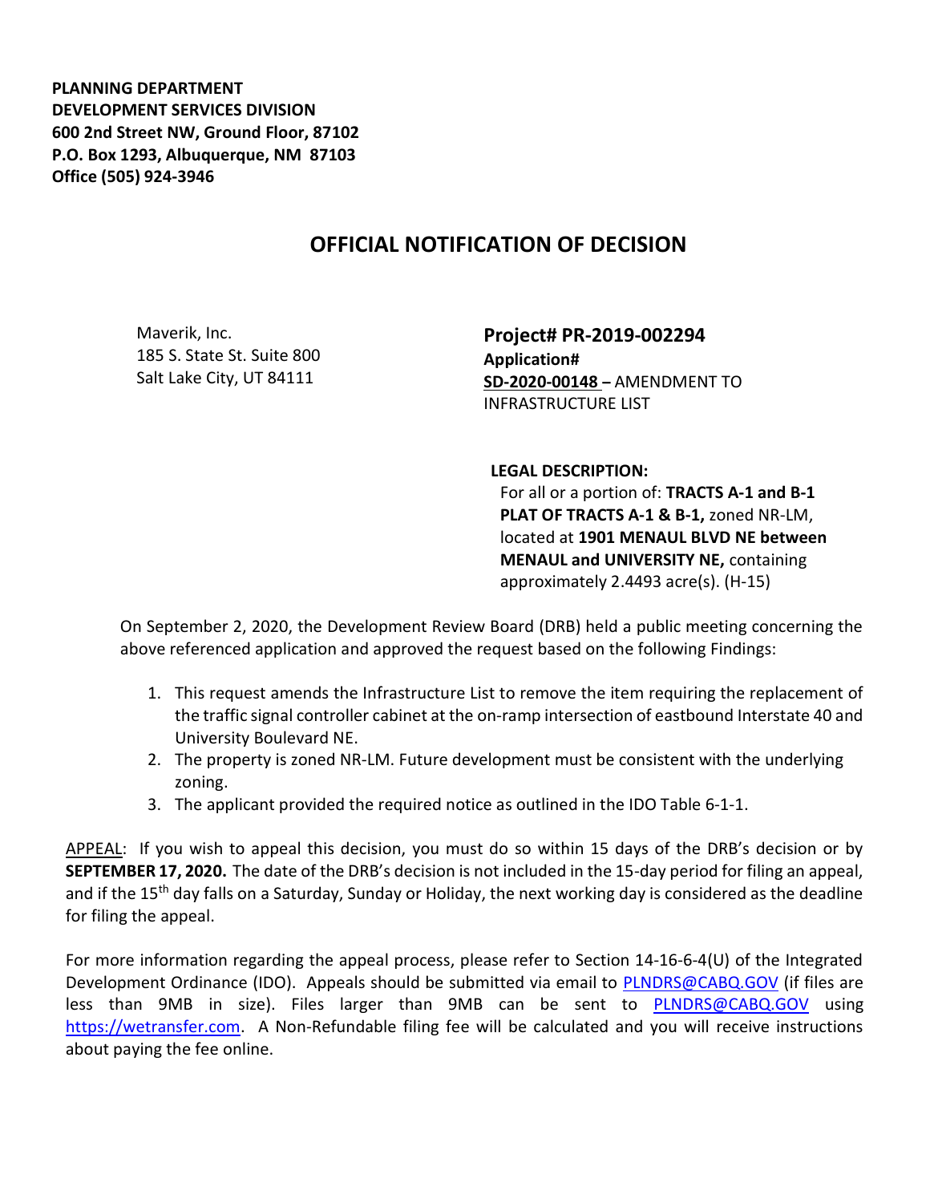**PLANNING DEPARTMENT**
**DEVELOPMENT SERVICES DIVISION**
**600 2nd Street NW, Ground Floor, 87102**
**P.O. Box 1293, Albuquerque, NM 87103**
**Office (505) 924-3946**

# OFFICIAL NOTIFICATION OF DECISION

Maverik, Inc.
185 S. State St. Suite 800
Salt Lake City, UT 84111

**Project# PR-2019-002294**
**Application#**
**SD-2020-00148 –** AMENDMENT TO INFRASTRUCTURE LIST

**LEGAL DESCRIPTION:**
For all or a portion of: **TRACTS A-1 and B-1 PLAT OF TRACTS A-1 & B-1,** zoned NR-LM, located at **1901 MENAUL BLVD NE between MENAUL and UNIVERSITY NE,** containing approximately 2.4493 acre(s). (H-15)

On September 2, 2020, the Development Review Board (DRB) held a public meeting concerning the above referenced application and approved the request based on the following Findings:

1. This request amends the Infrastructure List to remove the item requiring the replacement of the traffic signal controller cabinet at the on-ramp intersection of eastbound Interstate 40 and University Boulevard NE.
2. The property is zoned NR-LM. Future development must be consistent with the underlying zoning.
3. The applicant provided the required notice as outlined in the IDO Table 6-1-1.

APPEAL: If you wish to appeal this decision, you must do so within 15 days of the DRB's decision or by **SEPTEMBER 17, 2020.** The date of the DRB's decision is not included in the 15-day period for filing an appeal, and if the 15th day falls on a Saturday, Sunday or Holiday, the next working day is considered as the deadline for filing the appeal.

For more information regarding the appeal process, please refer to Section 14-16-6-4(U) of the Integrated Development Ordinance (IDO). Appeals should be submitted via email to PLNDRS@CABQ.GOV (if files are less than 9MB in size). Files larger than 9MB can be sent to PLNDRS@CABQ.GOV using https://wetransfer.com. A Non-Refundable filing fee will be calculated and you will receive instructions about paying the fee online.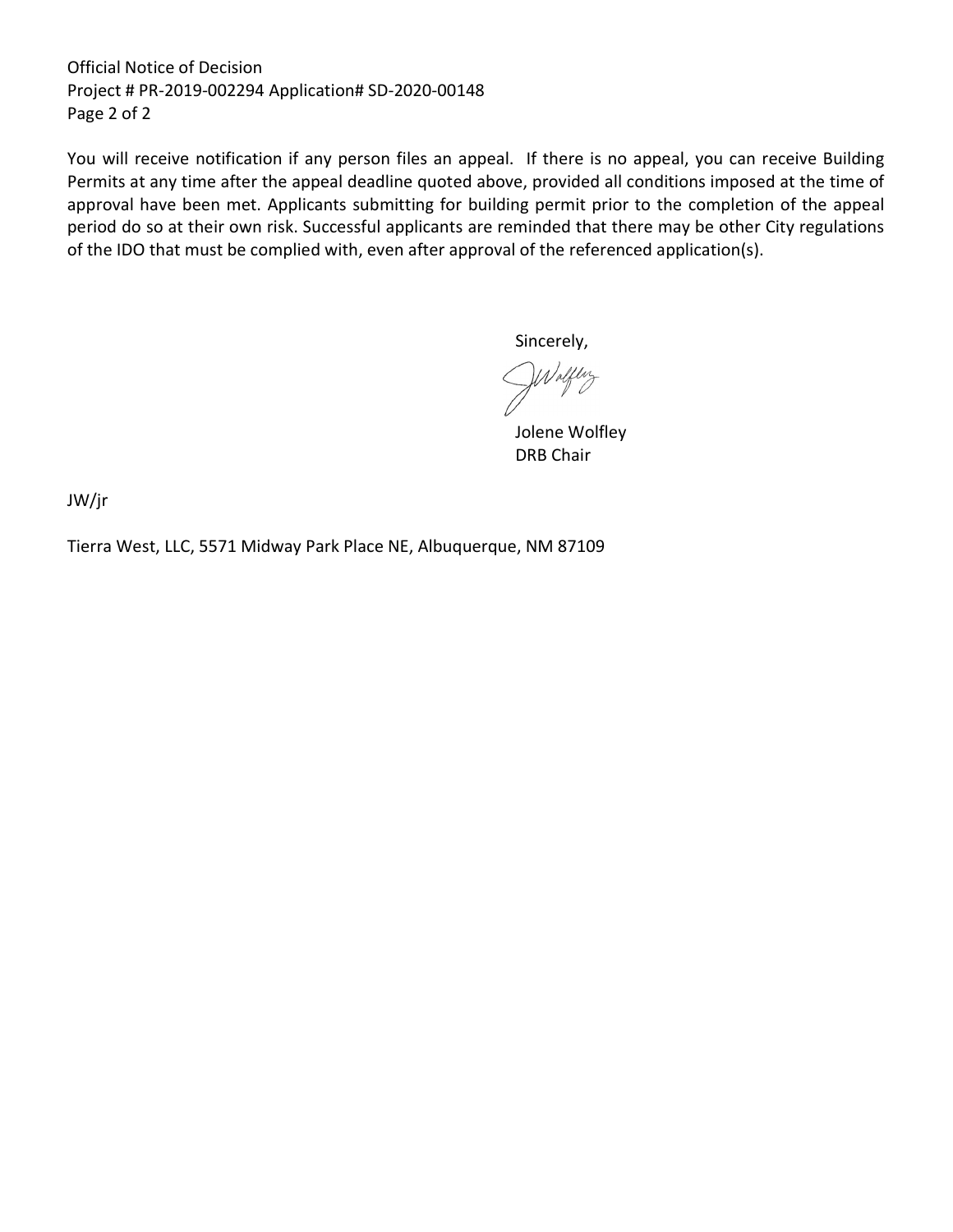You will receive notification if any person files an appeal. If there is no appeal, you can receive Building Permits at any time after the appeal deadline quoted above, provided all conditions imposed at the time of approval have been met. Applicants submitting for building permit prior to the completion of the appeal period do so at their own risk. Successful applicants are reminded that there may be other City regulations of the IDO that must be complied with, even after approval of the referenced application(s).

Sincerely,

Jolene Wolfley
DRB Chair

JW/jr

Tierra West, LLC, 5571 Midway Park Place NE, Albuquerque, NM 87109